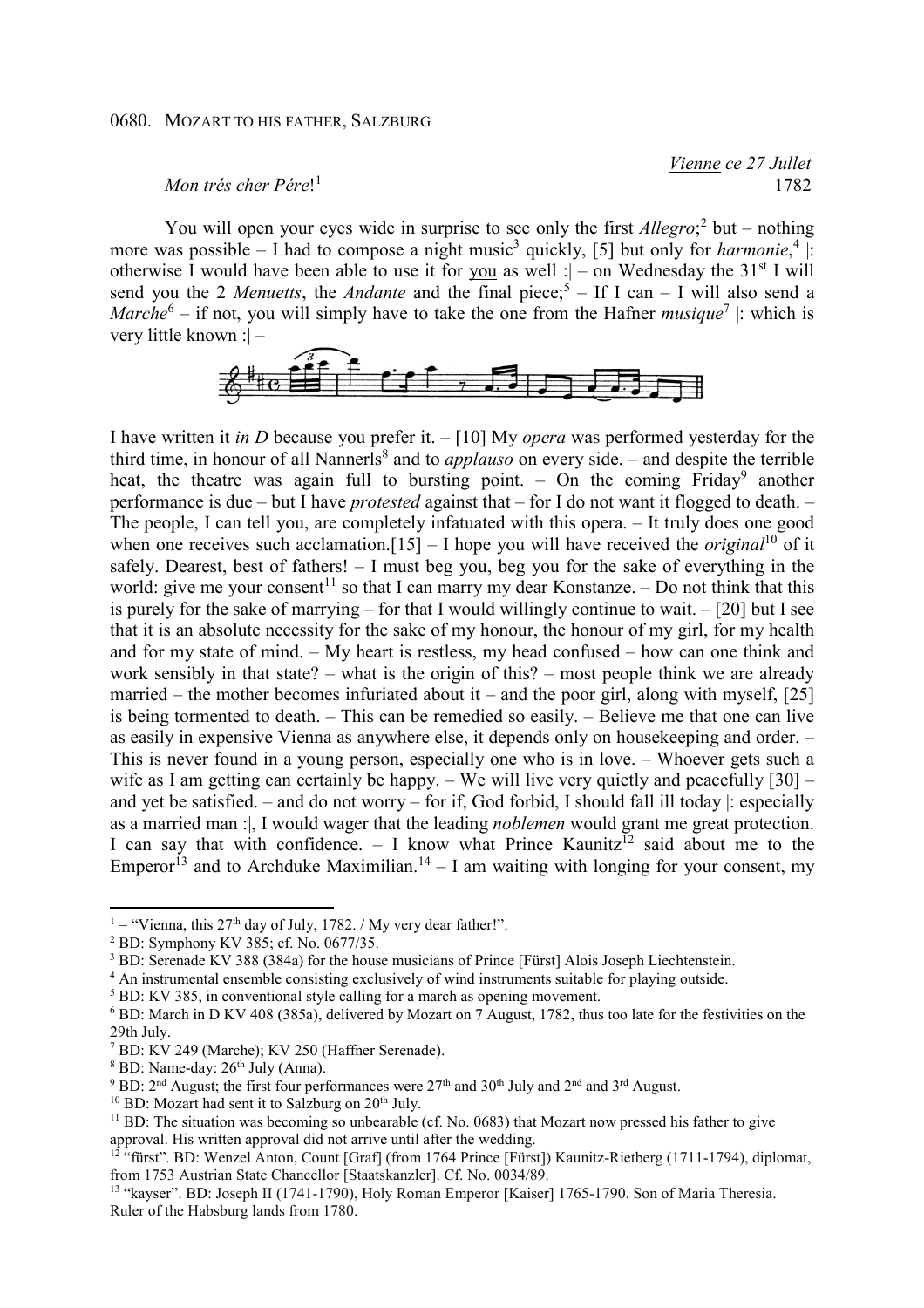0680. MOZART TO HIS FATHER, SALZBURG

*Vienne ce 27 Jullet*
*Mon trés cher Pére*![1] 1782

You will open your eyes wide in surprise to see only the first *Allegro*;[2] but – nothing more was possible – I had to compose a night music[3] quickly, [5] but only for *harmonie*,[4] |: otherwise I would have been able to use it for you as well :| – on Wednesday the 31st I will send you the 2 *Menuetts*, the *Andante* and the final piece;[5] – If I can – I will also send a *Marche*[6] – if not, you will simply have to take the one from the Hafner *musique*[7] |: which is very little known :| –

I have written it *in D* because you prefer it. – [10] My *opera* was performed yesterday for the third time, in honour of all Nannerls[8] and to *applauso* on every side. – and despite the terrible heat, the theatre was again full to bursting point. – On the coming Friday[9] another performance is due – but I have *protested* against that – for I do not want it flogged to death. – The people, I can tell you, are completely infatuated with this opera. – It truly does one good when one receives such acclamation.[15] – I hope you will have received the *original*[10] of it safely. Dearest, best of fathers! – I must beg you, beg you for the sake of everything in the world: give me your consent[11] so that I can marry my dear Konstanze. – Do not think that this is purely for the sake of marrying – for that I would willingly continue to wait. – [20] but I see that it is an absolute necessity for the sake of my honour, the honour of my girl, for my health and for my state of mind. – My heart is restless, my head confused – how can one think and work sensibly in that state? – what is the origin of this? – most people think we are already married – the mother becomes infuriated about it – and the poor girl, along with myself, [25] is being tormented to death. – This can be remedied so easily. – Believe me that one can live as easily in expensive Vienna as anywhere else, it depends only on housekeeping and order. – This is never found in a young person, especially one who is in love. – Whoever gets such a wife as I am getting can certainly be happy. – We will live very quietly and peacefully [30] – and yet be satisfied. – and do not worry – for if, God forbid, I should fall ill today |: especially as a married man :|, I would wager that the leading *noblemen* would grant me great protection. I can say that with confidence. – I know what Prince Kaunitz[12] said about me to the Emperor[13] and to Archduke Maximilian.[14] – I am waiting with longing for your consent, my

---

[1] = "Vienna, this 27th day of July, 1782. / My very dear father!".
[2] BD: Symphony KV 385; cf. No. 0677/35.
[3] BD: Serenade KV 388 (384a) for the house musicians of Prince [Fürst] Alois Joseph Liechtenstein.
[4] An instrumental ensemble consisting exclusively of wind instruments suitable for playing outside.
[5] BD: KV 385, in conventional style calling for a march as opening movement.
[6] BD: March in D KV 408 (385a), delivered by Mozart on 7 August, 1782, thus too late for the festivities on the 29th July.
[7] BD: KV 249 (Marche); KV 250 (Haffner Serenade).
[8] BD: Name-day: 26th July (Anna).
[9] BD: 2nd August; the first four performances were 27th and 30th July and 2nd and 3rd August.
[10] BD: Mozart had sent it to Salzburg on 20th July.
[11] BD: The situation was becoming so unbearable (cf. No. 0683) that Mozart now pressed his father to give approval. His written approval did not arrive until after the wedding.
[12] "fürst". BD: Wenzel Anton, Count [Graf] (from 1764 Prince [Fürst]) Kaunitz-Rietberg (1711-1794), diplomat, from 1753 Austrian State Chancellor [Staatskanzler]. Cf. No. 0034/89.
[13] "kayser". BD: Joseph II (1741-1790), Holy Roman Emperor [Kaiser] 1765-1790. Son of Maria Theresia. Ruler of the Habsburg lands from 1780.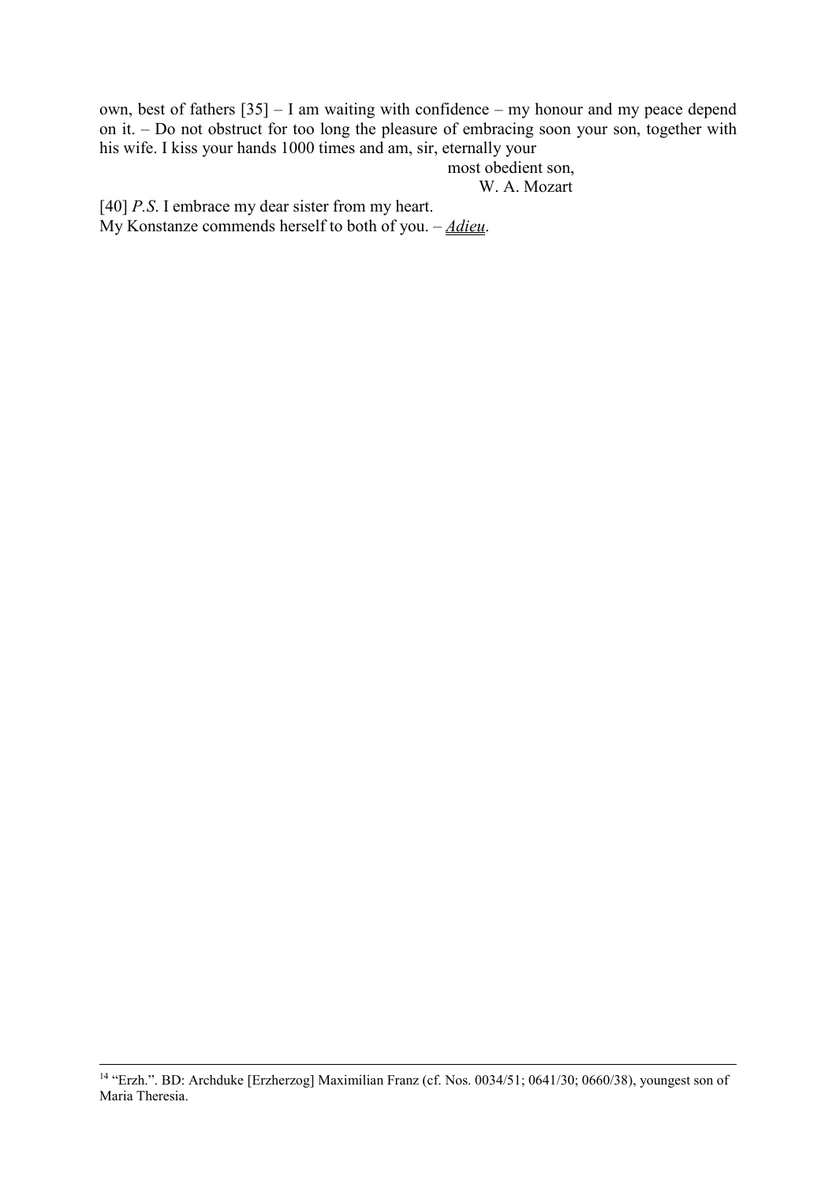own, best of fathers [35] – I am waiting with confidence – my honour and my peace depend on it. – Do not obstruct for too long the pleasure of embracing soon your son, together with his wife. I kiss your hands 1000 times and am, sir, eternally your

most obedient son,
W. A. Mozart

[40] *P.S.* I embrace my dear sister from my heart.
My Konstanze commends herself to both of you. – *Adieu*.

---

[14] "Erzh.". BD: Archduke [Erzherzog] Maximilian Franz (cf. Nos. 0034/51; 0641/30; 0660/38), youngest son of Maria Theresia.